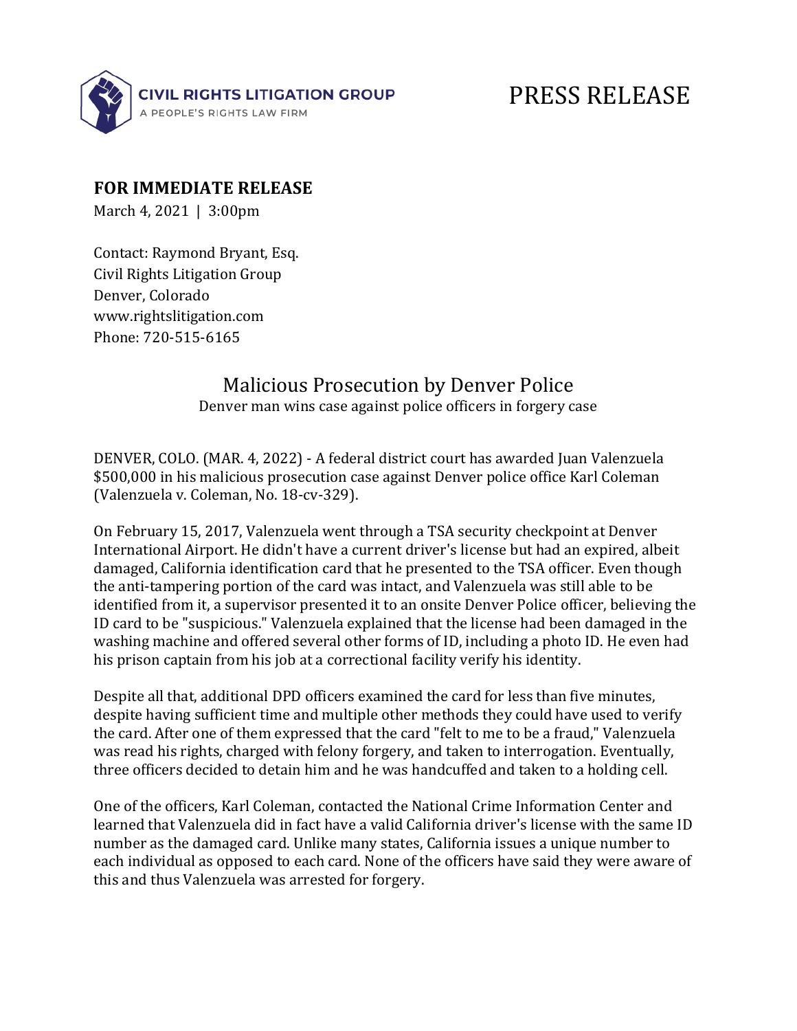**CIVIL RIGHTS LITIGATION GROUP**
A PEOPLE'S RIGHTS LAW FIRM

# PRESS RELEASE

**FOR IMMEDIATE RELEASE**
March 4, 2021 | 3:00pm

Contact: Raymond Bryant, Esq.
Civil Rights Litigation Group
Denver, Colorado
www.rightslitigation.com
Phone: 720-515-6165

## Malicious Prosecution by Denver Police

Denver man wins case against police officers in forgery case

DENVER, COLO. (MAR. 4, 2022) - A federal district court has awarded Juan Valenzuela $500,000 in his malicious prosecution case against Denver police office Karl Coleman (Valenzuela v. Coleman, No. 18-cv-329).

On February 15, 2017, Valenzuela went through a TSA security checkpoint at Denver International Airport. He didn't have a current driver's license but had an expired, albeit damaged, California identification card that he presented to the TSA officer. Even though the anti-tampering portion of the card was intact, and Valenzuela was still able to be identified from it, a supervisor presented it to an onsite Denver Police officer, believing the ID card to be "suspicious." Valenzuela explained that the license had been damaged in the washing machine and offered several other forms of ID, including a photo ID. He even had his prison captain from his job at a correctional facility verify his identity.

Despite all that, additional DPD officers examined the card for less than five minutes, despite having sufficient time and multiple other methods they could have used to verify the card. After one of them expressed that the card "felt to me to be a fraud," Valenzuela was read his rights, charged with felony forgery, and taken to interrogation. Eventually, three officers decided to detain him and he was handcuffed and taken to a holding cell.

One of the officers, Karl Coleman, contacted the National Crime Information Center and learned that Valenzuela did in fact have a valid California driver's license with the same ID number as the damaged card. Unlike many states, California issues a unique number to each individual as opposed to each card. None of the officers have said they were aware of this and thus Valenzuela was arrested for forgery.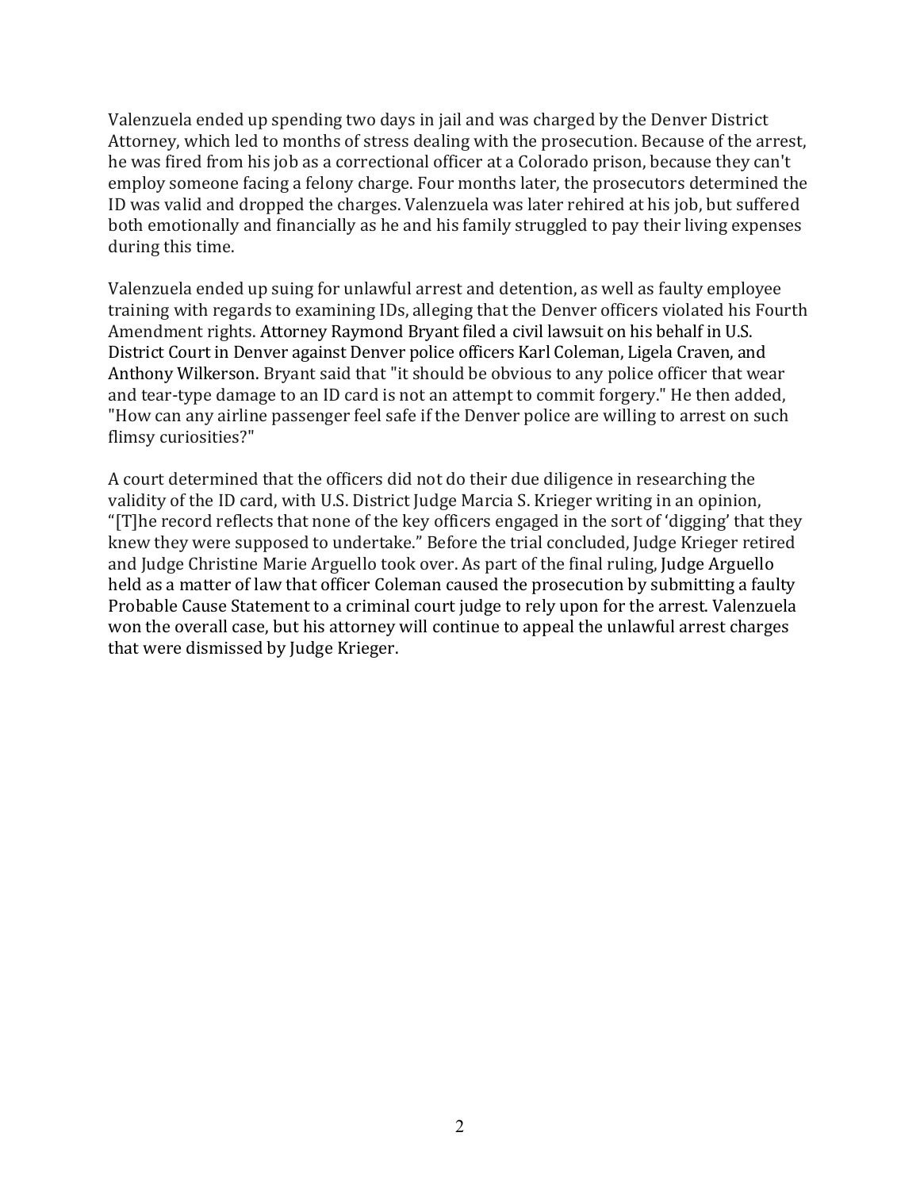Valenzuela ended up spending two days in jail and was charged by the Denver District Attorney, which led to months of stress dealing with the prosecution. Because of the arrest, he was fired from his job as a correctional officer at a Colorado prison, because they can't employ someone facing a felony charge. Four months later, the prosecutors determined the ID was valid and dropped the charges. Valenzuela was later rehired at his job, but suffered both emotionally and financially as he and his family struggled to pay their living expenses during this time.

Valenzuela ended up suing for unlawful arrest and detention, as well as faulty employee training with regards to examining IDs, alleging that the Denver officers violated his Fourth Amendment rights. Attorney Raymond Bryant filed a civil lawsuit on his behalf in U.S. District Court in Denver against Denver police officers Karl Coleman, Ligela Craven, and Anthony Wilkerson. Bryant said that "it should be obvious to any police officer that wear and tear-type damage to an ID card is not an attempt to commit forgery." He then added, "How can any airline passenger feel safe if the Denver police are willing to arrest on such flimsy curiosities?"

A court determined that the officers did not do their due diligence in researching the validity of the ID card, with U.S. District Judge Marcia S. Krieger writing in an opinion, "[T]he record reflects that none of the key officers engaged in the sort of 'digging' that they knew they were supposed to undertake." Before the trial concluded, Judge Krieger retired and Judge Christine Marie Arguello took over. As part of the final ruling, Judge Arguello held as a matter of law that officer Coleman caused the prosecution by submitting a faulty Probable Cause Statement to a criminal court judge to rely upon for the arrest. Valenzuela won the overall case, but his attorney will continue to appeal the unlawful arrest charges that were dismissed by Judge Krieger.